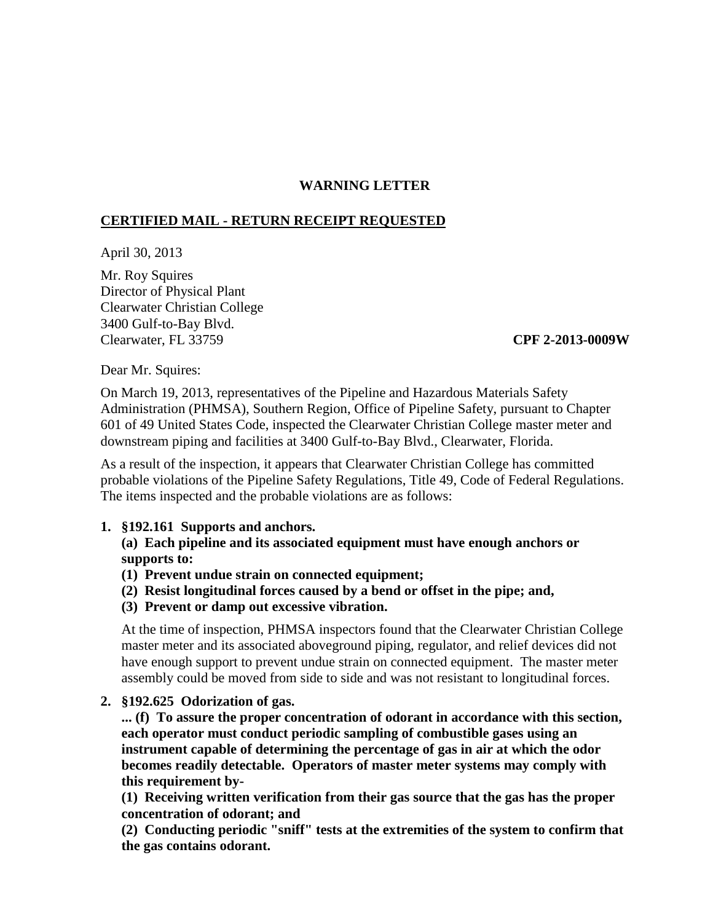**WARNING LETTER**

**CERTIFIED MAIL - RETURN RECEIPT REQUESTED**

April 30, 2013

Mr. Roy Squires
Director of Physical Plant
Clearwater Christian College
3400 Gulf-to-Bay Blvd.
Clearwater, FL 33759

**CPF 2-2013-0009W**

Dear Mr. Squires:

On March 19, 2013, representatives of the Pipeline and Hazardous Materials Safety Administration (PHMSA), Southern Region, Office of Pipeline Safety, pursuant to Chapter 601 of 49 United States Code, inspected the Clearwater Christian College master meter and downstream piping and facilities at 3400 Gulf-to-Bay Blvd., Clearwater, Florida.

As a result of the inspection, it appears that Clearwater Christian College has committed probable violations of the Pipeline Safety Regulations, Title 49, Code of Federal Regulations. The items inspected and the probable violations are as follows:

1. **§192.161 Supports and anchors.**
   **(a) Each pipeline and its associated equipment must have enough anchors or supports to:**
   **(1) Prevent undue strain on connected equipment;**
   **(2) Resist longitudinal forces caused by a bend or offset in the pipe; and,**
   **(3) Prevent or damp out excessive vibration.**

   At the time of inspection, PHMSA inspectors found that the Clearwater Christian College master meter and its associated aboveground piping, regulator, and relief devices did not have enough support to prevent undue strain on connected equipment. The master meter assembly could be moved from side to side and was not resistant to longitudinal forces.

2. **§192.625 Odorization of gas.**
   **... (f) To assure the proper concentration of odorant in accordance with this section, each operator must conduct periodic sampling of combustible gases using an instrument capable of determining the percentage of gas in air at which the odor becomes readily detectable. Operators of master meter systems may comply with this requirement by-**
   **(1) Receiving written verification from their gas source that the gas has the proper concentration of odorant; and**
   **(2) Conducting periodic "sniff" tests at the extremities of the system to confirm that the gas contains odorant.**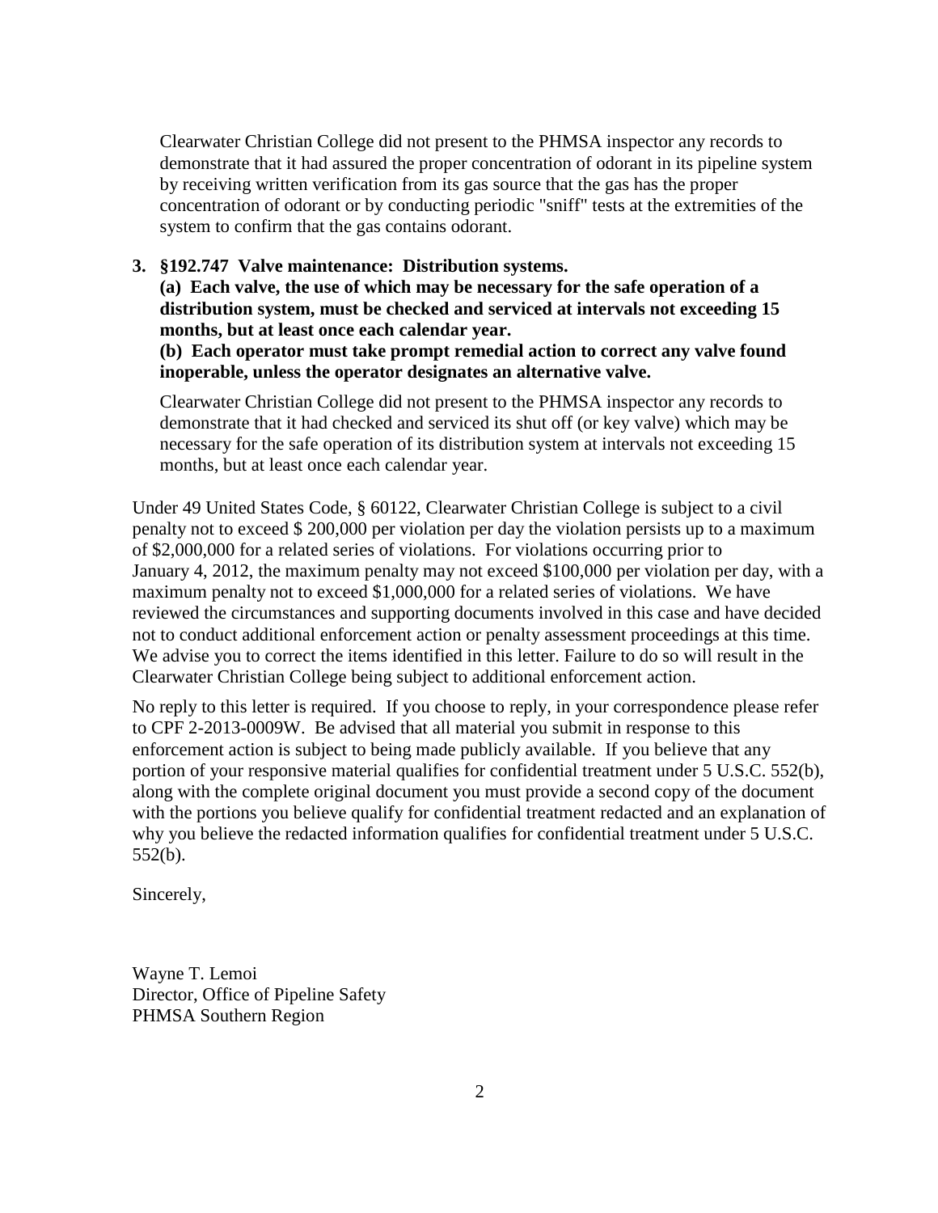Clearwater Christian College did not present to the PHMSA inspector any records to demonstrate that it had assured the proper concentration of odorant in its pipeline system by receiving written verification from its gas source that the gas has the proper concentration of odorant or by conducting periodic "sniff" tests at the extremities of the system to confirm that the gas contains odorant.

**3. §192.747 Valve maintenance: Distribution systems.**

**(a) Each valve, the use of which may be necessary for the safe operation of a distribution system, must be checked and serviced at intervals not exceeding 15 months, but at least once each calendar year.**

**(b) Each operator must take prompt remedial action to correct any valve found inoperable, unless the operator designates an alternative valve.**

Clearwater Christian College did not present to the PHMSA inspector any records to demonstrate that it had checked and serviced its shut off (or key valve) which may be necessary for the safe operation of its distribution system at intervals not exceeding 15 months, but at least once each calendar year.

Under 49 United States Code, § 60122, Clearwater Christian College is subject to a civil penalty not to exceed $ 200,000 per violation per day the violation persists up to a maximum of $2,000,000 for a related series of violations. For violations occurring prior to January 4, 2012, the maximum penalty may not exceed $100,000 per violation per day, with a maximum penalty not to exceed $1,000,000 for a related series of violations. We have reviewed the circumstances and supporting documents involved in this case and have decided not to conduct additional enforcement action or penalty assessment proceedings at this time. We advise you to correct the items identified in this letter. Failure to do so will result in the Clearwater Christian College being subject to additional enforcement action.

No reply to this letter is required. If you choose to reply, in your correspondence please refer to CPF 2-2013-0009W. Be advised that all material you submit in response to this enforcement action is subject to being made publicly available. If you believe that any portion of your responsive material qualifies for confidential treatment under 5 U.S.C. 552(b), along with the complete original document you must provide a second copy of the document with the portions you believe qualify for confidential treatment redacted and an explanation of why you believe the redacted information qualifies for confidential treatment under 5 U.S.C. 552(b).

Sincerely,

Wayne T. Lemoi
Director, Office of Pipeline Safety
PHMSA Southern Region